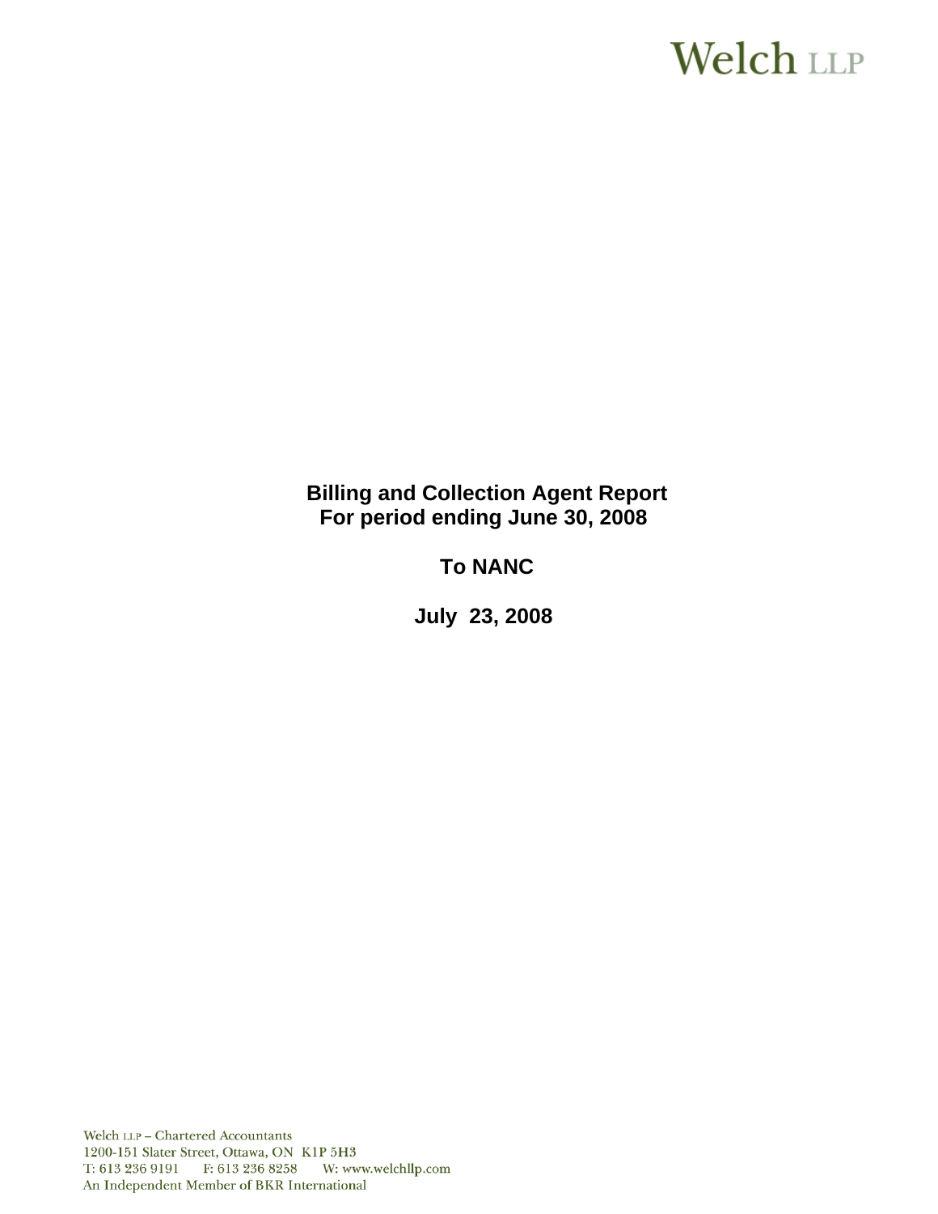Welch LLP

**Billing and Collection Agent Report**
**For period ending June 30, 2008**

**To NANC**

**July 23, 2008**

Welch LLP – Chartered Accountants
1200-151 Slater Street, Ottawa, ON K1P 5H3
T: 613 236 9191 F: 613 236 8258 W: www.welchllp.com
An Independent Member of BKR International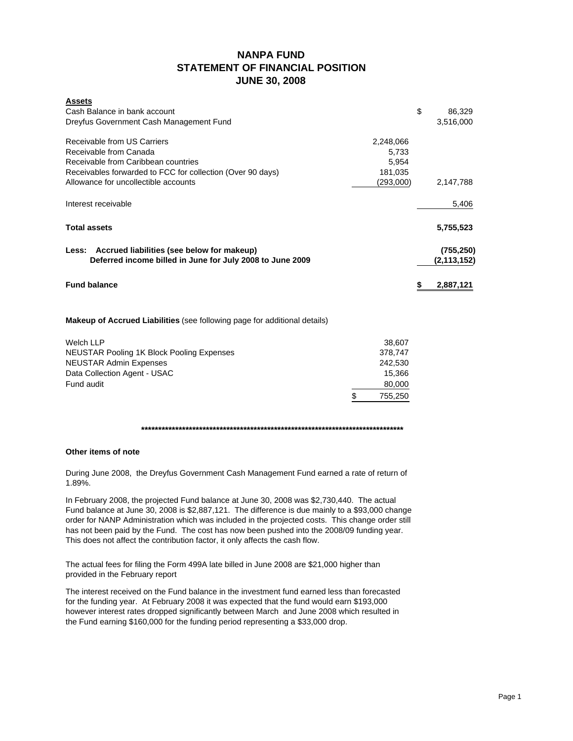# NANPA FUND
## STATEMENT OF FINANCIAL POSITION
## JUNE 30, 2008

| **Assets** | | |
|---|---|---|
| Cash Balance in bank account | | $ 86,329 |
| Dreyfus Government Cash Management Fund | | 3,516,000 |
| | | |
| Receivable from US Carriers | 2,248,066 | |
| Receivable from Canada | 5,733 | |
| Receivable from Caribbean countries | 5,954 | |
| Receivables forwarded to FCC for collection (Over 90 days) | 181,035 | |
| Allowance for uncollectible accounts | (293,000) | 2,147,788 |
| | | |
| Interest receivable | | 5,406 |
| | | |
| **Total assets** | | **5,755,523** |
| | | |
| **Less: Accrued liabilities (see below for makeup)** | | **(755,250)** |
| **Deferred income billed in June for July 2008 to June 2009** | | **(2,113,152)** |
| | | |
| **Fund balance** | | **$ 2,887,121** |

**Makeup of Accrued Liabilities** (see following page for additional details)

| | |
|---|---|
| Welch LLP | 38,607 |
| NEUSTAR Pooling 1K Block Pooling Expenses | 378,747 |
| NEUSTAR Admin Expenses | 242,530 |
| Data Collection Agent - USAC | 15,366 |
| Fund audit | 80,000 |
| | $ 755,250 |

**********************************************************************************

**Other items of note**

During June 2008, the Dreyfus Government Cash Management Fund earned a rate of return of 1.89%.

In February 2008, the projected Fund balance at June 30, 2008 was $2,730,440. The actual Fund balance at June 30, 2008 is $2,887,121. The difference is due mainly to a $93,000 change order for NANP Administration which was included in the projected costs. This change order still has not been paid by the Fund. The cost has now been pushed into the 2008/09 funding year. This does not affect the contribution factor, it only affects the cash flow.

The actual fees for filing the Form 499A late billed in June 2008 are $21,000 higher than provided in the February report

The interest received on the Fund balance in the investment fund earned less than forecasted for the funding year. At February 2008 it was expected that the fund would earn $193,000 however interest rates dropped significantly between March and June 2008 which resulted in the Fund earning $160,000 for the funding period representing a $33,000 drop.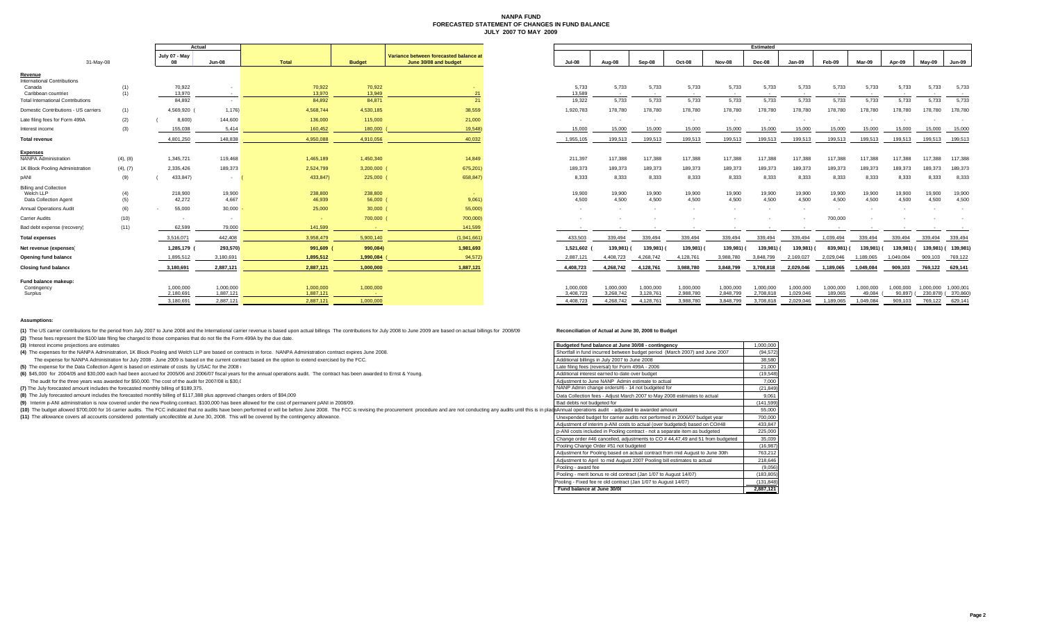# NANPA FUND
## FORECASTED STATEMENT OF CHANGES IN FUND BALANCE
### JULY 2007 TO MAY 2009

| 31-May-08 | | Actual July 07 - May 08 | Actual Jun-08 | Total | Budget | Variance between forecasted balance at June 30/08 and budget | Estimated Jul-08 | Aug-08 | Sep-08 | Oct-08 | Nov-08 | Dec-08 | Jan-09 | Feb-09 | Mar-09 | Apr-09 | May-09 | Jun-09 |
|---|---|---|---|---|---|---|---|---|---|---|---|---|---|---|---|---|---|---|
| **Revenue** | | | | | | | | | | | | | | | | | | |
| International Contributions | | | | | | | | | | | | | | | | | | |
| Canada | (1) | 70,922 | - | 70,922 | 70,922 | - | 5,733 | 5,733 | 5,733 | 5,733 | 5,733 | 5,733 | 5,733 | 5,733 | 5,733 | 5,733 | 5,733 | 5,733 |
| Caribbean countries | (1) | 13,970 | - | 13,970 | 13,949 | 21 | 13,589 | - | - | - | - | - | - | - | - | - | - | - |
| Total International Contributions | | 84,892 | - | 84,892 | 84,871 | 21 | 19,322 | 5,733 | 5,733 | 5,733 | 5,733 | 5,733 | 5,733 | 5,733 | 5,733 | 5,733 | 5,733 | 5,733 |
| Domestic Contributions - US carriers | (1) | 4,569,920 | (1,176) | 4,568,744 | 4,530,185 | 38,559 | 1,920,783 | 178,780 | 178,780 | 178,780 | 178,780 | 178,780 | 178,780 | 178,780 | 178,780 | 178,780 | 178,780 | 178,780 |
| Late filing fees for Form 499A | (2) | (8,600) | 144,600 | 136,000 | 115,000 | 21,000 | - | - | - | - | - | - | - | - | - | - | - | - |
| Interest income | (3) | 155,038 | 5,414 | 160,452 | 180,000 | (19,548) | 15,000 | 15,000 | 15,000 | 15,000 | 15,000 | 15,000 | 15,000 | 15,000 | 15,000 | 15,000 | 15,000 | 15,000 |
| **Total revenue** | | 4,801,250 | 148,838 | 4,950,088 | 4,910,056 | 40,032 | 1,955,105 | 199,513 | 199,513 | 199,513 | 199,513 | 199,513 | 199,513 | 199,513 | 199,513 | 199,513 | 199,513 | 199,513 |
| **Expenses** | | | | | | | | | | | | | | | | | | |
| NANPA Administration | (4), (8) | 1,345,721 | 119,468 | 1,465,189 | 1,450,340 | 14,849 | 211,397 | 117,388 | 117,388 | 117,388 | 117,388 | 117,388 | 117,388 | 117,388 | 117,388 | 117,388 | 117,388 | 117,388 |
| 1K Block Pooling Administration | (4), (7) | 2,335,426 | 189,373 | 2,524,799 | 3,200,000 | (675,201) | 189,373 | 189,373 | 189,373 | 189,373 | 189,373 | 189,373 | 189,373 | 189,373 | 189,373 | 189,373 | 189,373 | 189,373 |
| pANI | (9) | (433,847) | - | (433,847) | 225,000 | (658,847) | 8,333 | 8,333 | 8,333 | 8,333 | 8,333 | 8,333 | 8,333 | 8,333 | 8,333 | 8,333 | 8,333 | 8,333 |
| Billing and Collection | | | | | | | | | | | | | | | | | | |
| Welch LLP | (4) | 218,900 | 19,900 | 238,800 | 238,800 | - | 19,900 | 19,900 | 19,900 | 19,900 | 19,900 | 19,900 | 19,900 | 19,900 | 19,900 | 19,900 | 19,900 | 19,900 |
| Data Collection Agent | (5) | 42,272 | 4,667 | 46,939 | 56,000 | (9,061) | 4,500 | 4,500 | 4,500 | 4,500 | 4,500 | 4,500 | 4,500 | 4,500 | 4,500 | 4,500 | 4,500 | 4,500 |
| Annual Operations Audit | (6) | 55,000 | 30,000 | 25,000 | 30,000 | (55,000) | - | - | - | - | - | - | - | - | - | - | - | - |
| Carrier Audits | (10) | - | - | - | 700,000 | (700,000) | - | - | - | - | - | - | - | 700,000 | - | - | - | - |
| Bad debt expense (recovery) | (11) | 62,599 | 79,000 | 141,599 | - | 141,599 | - | - | - | - | - | - | - | - | - | - | - | - |
| **Total expenses** | | 3,516,071 | 442,408 | 3,958,479 | 5,900,140 | (1,941,661) | 433,503 | 339,494 | 339,494 | 339,494 | 339,494 | 339,494 | 339,494 | 1,039,494 | 339,494 | 339,494 | 339,494 | 339,494 |
| **Net revenue (expenses)** | | 1,285,179 | (293,570) | 991,609 | (990,084) | 1,981,693 | 1,521,602 | (139,981) | (139,981) | (139,981) | (139,981) | (139,981) | (139,981) | (839,981) | (139,981) | (139,981) | (139,981) | (139,981) |
| **Opening fund balance** | | 1,895,512 | 3,180,691 | 1,895,512 | 1,990,084 | (94,572) | 2,887,121 | 4,408,723 | 4,268,742 | 4,128,761 | 3,988,780 | 3,848,799 | 2,169,027 | 2,029,046 | 1,189,065 | 1,049,084 | 909,103 | 769,122 |
| **Closing fund balance** | | 3,180,691 | 2,887,121 | 2,887,121 | 1,000,000 | 1,887,121 | 4,408,723 | 4,268,742 | 4,128,761 | 3,988,780 | 3,848,799 | 3,708,818 | 2,029,046 | 1,189,065 | 1,049,084 | 909,103 | 769,122 | 629,141 |
| **Fund balance makeup:** | | | | | | | | | | | | | | | | | | |
| Contingency | | 1,000,000 | 1,000,000 | 1,000,000 | 1,000,000 | | 1,000,000 | 1,000,000 | 1,000,000 | 1,000,000 | 1,000,000 | 1,000,000 | 1,000,000 | 1,000,000 | 1,000,000 | 1,000,000 | 1,000,000 | 1,000,001 |
| Surplus | | 2,180,691 | 1,887,121 | 1,887,121 | - | | 3,408,723 | 3,268,742 | 3,128,761 | 2,988,780 | 2,848,799 | 2,708,818 | 1,029,046 | 189,065 | 49,084 | (90,897) | (230,878) | (370,860) |
| | | 3,180,691 | 2,887,121 | 2,887,121 | 1,000,000 | | 4,408,723 | 4,268,742 | 4,128,761 | 3,988,780 | 3,848,799 | 3,708,818 | 2,029,046 | 1,189,065 | 1,049,084 | 909,103 | 769,122 | 629,141 |

**Assumptions:**

**(1)** The US carrier contributions for the period from July 2007 to June 2008 and the International carrier revenue is based upon actual billings The contributions for July 2008 to June 2009 are based on actual billings for 2008/09

**(2)** These fees represent the $100 late filing fee charged to those companies that do not file the Form 499A by the due date.

**(3)** Interest income projections are estimates

**(4)** The expenses for the NANPA Administration, 1K Block Pooling and Welch LLP are based on contracts in force. NANPA Administration contract expires June 2008.

The expense for NANPA Administration for July 2008 - June 2009 is based on the current contract based on the option to extend exercised by the FCC.

**(5)** The expense for the Data Collection Agent is based on estimate of costs by USAC for the 2008 (

**(6)** $45,000 for 2004/05 and $30,000 each had been accrued for 2005/06 and 2006/07 fiscal years for the annual operations audit. The contract has been awarded to Ernst & Young.

The audit for the three years was awarded for $50,000. The cost of the audit for 2007/08 is $30,(

**(7)** The July forecasted amount includes the forecasted monthly billing of $189,375.

**(8)** The July forecasted amount includes the forecasted monthly billing of $117,388 plus approved changes orders of $94,009

**(9)** Interim p-ANI administration is now covered under the new Pooling contract. $100,000 has been allowed for the cost of permanent pANI in 2008/09.

**(10)** The budget allowed $700,000 for 16 carrier audits. The FCC indicated that no audits have been performed or will be before June 2008. The FCC is revising the procurement procedure and are not conducting any audits until this is in place

**(11)** The allowance covers all accounts considered potentially uncollectible at June 30, 2008. This will be covered by the contingency allowance.

**Reconciliation of Actual at June 30, 2008 to Budget**

| Item | Amount |
|---|---|
| Budgeted fund balance at June 30/08 - contingency | 1,000,000 |
| Shortfall in fund incurred between budget period (March 2007) and June 2007 | (94,572) |
| Additional billings in July 2007 to June 2008 | 38,580 |
| Late filing fees (reversal) for Form 499A - 2006 | 21,000 |
| Additional interest earned to date over budget | (19,548) |
| Adjustment to June NANP Admin estimate to actual | 7,000 |
| NANP Admin change orders#6 - 14 not budgeted for | (21,849) |
| Data Collection fees - Adjust March 2007 to May 2008 estimates to actual | 9,061 |
| Bad debts not budgeted for | (141,599) |
| Annual operations audit - adjusted to awarded amount | 55,000 |
| Unexpended budget for carrier audits not performed in 2006/07 budget year | 700,000 |
| Adjustment of interim p-ANI costs to actual (over budgeted) based on CO#48 | 433,847 |
| p-ANI costs included in Pooling contract - not a separate item as budgeted | 225,000 |
| Change order #46 cancelled, adjustments to CO # 44,47,49 and 51 from budgeted | 35,039 |
| Pooling Change Order #51 not budgeted | (16,987) |
| Adjustment for Pooling based on actual contract from mid August to June 30th | 763,212 |
| Adjustment to April to mid August 2007 Pooling bill estimates to actual | 218,646 |
| Pooling - award fee | (9,056) |
| Pooling - merit bonus re old contract (Jan 1/07 to August 14/07) | (183,805) |
| Pooling - Fixed fee re old contract (Jan 1/07 to August 14/07) | (131,848) |
| **Fund balance at June 30/08** | **2,887,121** |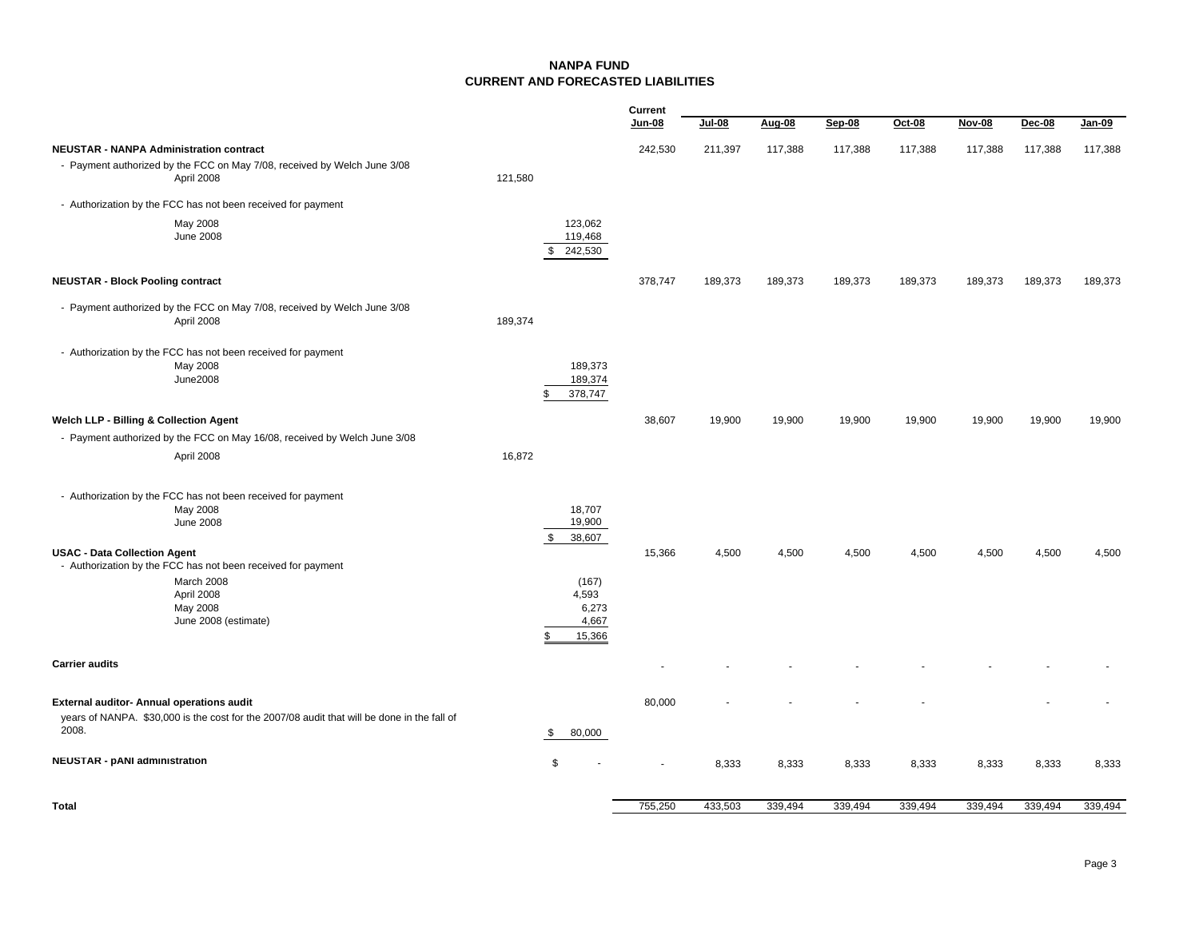# NANPA FUND
## CURRENT AND FORECASTED LIABILITIES

| | | | Current Jun-08 | Jul-08 | Aug-08 | Sep-08 | Oct-08 | Nov-08 | Dec-08 | Jan-09 |
|---|---|---|---|---|---|---|---|---|---|---|
| **NEUSTAR - NANPA Administration contract** | | | 242,530 | 211,397 | 117,388 | 117,388 | 117,388 | 117,388 | 117,388 | 117,388 |
| - Payment authorized by the FCC on May 7/08, received by Welch June 3/08 | | | | | | | | | | |
| April 2008 | 121,580 | | | | | | | | | |
| - Authorization by the FCC has not been received for payment | | | | | | | | | | |
| May 2008 | | 123,062 | | | | | | | | |
| June 2008 | | 119,468 | | | | | | | | |
| | | $ 242,530 | | | | | | | | |
| **NEUSTAR - Block Pooling contract** | | | 378,747 | 189,373 | 189,373 | 189,373 | 189,373 | 189,373 | 189,373 | 189,373 |
| - Payment authorized by the FCC on May 7/08, received by Welch June 3/08 | | | | | | | | | | |
| April 2008 | 189,374 | | | | | | | | | |
| - Authorization by the FCC has not been received for payment | | | | | | | | | | |
| May 2008 | | 189,373 | | | | | | | | |
| June2008 | | 189,374 | | | | | | | | |
| | | $ 378,747 | | | | | | | | |
| **Welch LLP - Billing & Collection Agent** | | | 38,607 | 19,900 | 19,900 | 19,900 | 19,900 | 19,900 | 19,900 | 19,900 |
| - Payment authorized by the FCC on May 16/08, received by Welch June 3/08 | | | | | | | | | | |
| April 2008 | 16,872 | | | | | | | | | |
| - Authorization by the FCC has not been received for payment | | | | | | | | | | |
| May 2008 | | 18,707 | | | | | | | | |
| June 2008 | | 19,900 | | | | | | | | |
| | | $ 38,607 | | | | | | | | |
| **USAC - Data Collection Agent** | | | 15,366 | 4,500 | 4,500 | 4,500 | 4,500 | 4,500 | 4,500 | 4,500 |
| - Authorization by the FCC has not been received for payment | | | | | | | | | | |
| March 2008 | | (167) | | | | | | | | |
| April 2008 | | 4,593 | | | | | | | | |
| May 2008 | | 6,273 | | | | | | | | |
| June 2008 (estimate) | | 4,667 | | | | | | | | |
| | | $ 15,366 | | | | | | | | |
| **Carrier audits** | | | - | - | - | - | - | - | - | - |
| **External auditor- Annual operations audit** | | | 80,000 | - | - | - | - | | - | - |
| years of NANPA. $30,000 is the cost for the 2007/08 audit that will be done in the fall of 2008. | | $ 80,000 | | | | | | | | |
| **NEUSTAR - pANI administration** | | $ - | - | 8,333 | 8,333 | 8,333 | 8,333 | 8,333 | 8,333 | 8,333 |
| **Total** | | | 755,250 | 433,503 | 339,494 | 339,494 | 339,494 | 339,494 | 339,494 | 339,494 |